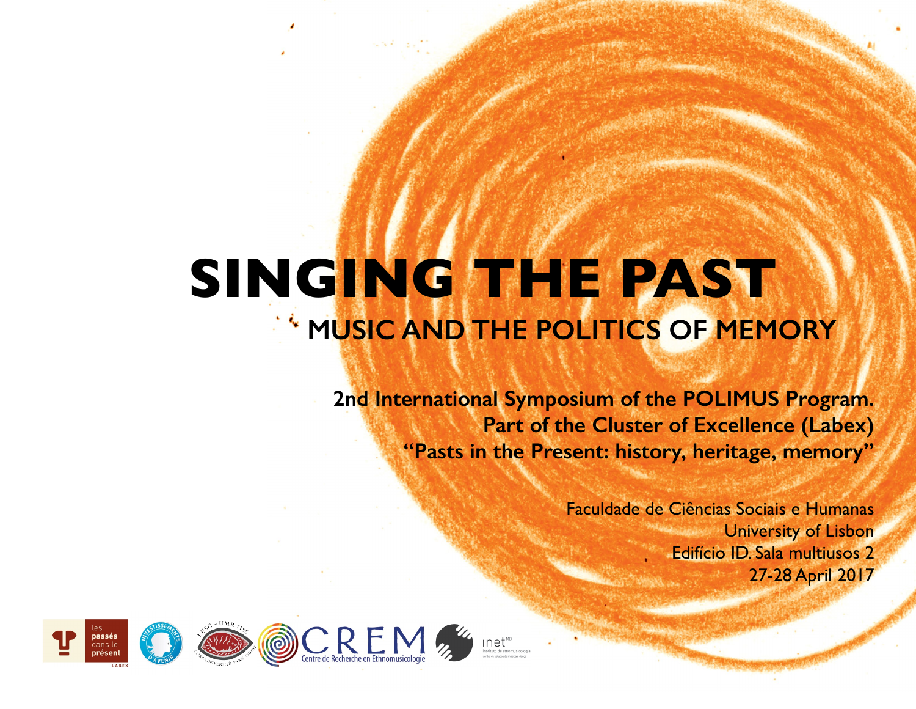# SINGING THE PAST

## MUSIC AND THE POLITICS OF MEMORY

**2nd International Symposium of the POLIMUS Program.**
**Part of the Cluster of Excellence (Labex)**
**"Pasts in the Present: history, heritage, memory"**

Faculdade de Ciências Sociais e Humanas
University of Lisbon
Edifício ID. Sala multiusos 2
27-28 April 2017

les passés dans le présent LABEX

CREM Centre de Recherche en Ethnomusicologie

inet md instituto de etnomusicologia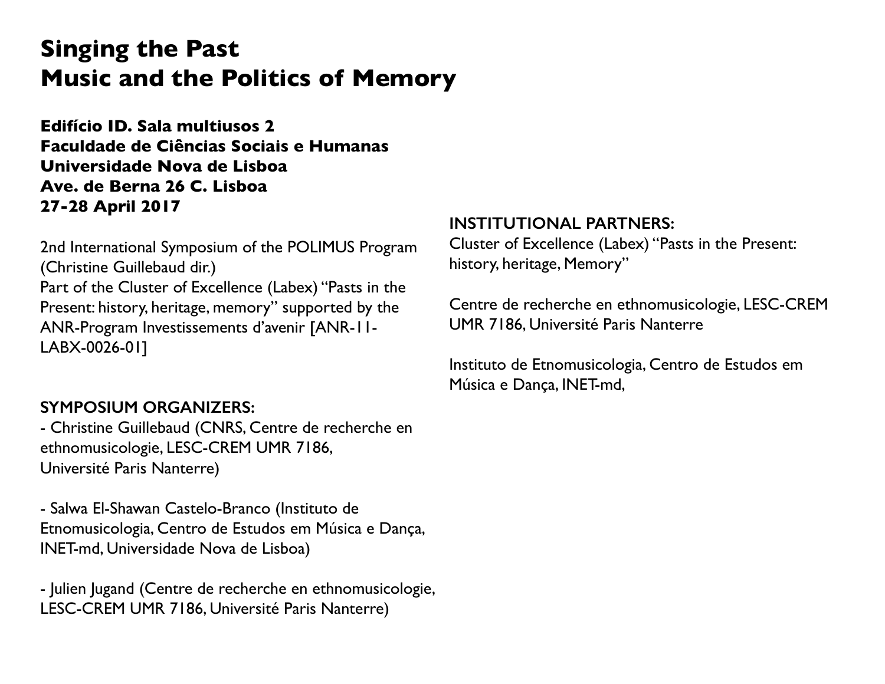# Singing the Past
# Music and the Politics of Memory

**Edifício ID. Sala multiusos 2**
**Faculdade de Ciências Sociais e Humanas**
**Universidade Nova de Lisboa**
**Ave. de Berna 26 C. Lisboa**
**27-28 April 2017**

2nd International Symposium of the POLIMUS Program (Christine Guillebaud dir.)
Part of the Cluster of Excellence (Labex) "Pasts in the Present: history, heritage, memory" supported by the ANR-Program Investissements d'avenir [ANR-11-LABX-0026-01]

SYMPOSIUM ORGANIZERS:

- Christine Guillebaud (CNRS, Centre de recherche en ethnomusicologie, LESC-CREM UMR 7186, Université Paris Nanterre)

- Salwa El-Shawan Castelo-Branco (Instituto de Etnomusicologia, Centro de Estudos em Música e Dança, INET-md, Universidade Nova de Lisboa)

- Julien Jugand (Centre de recherche en ethnomusicologie, LESC-CREM UMR 7186, Université Paris Nanterre)

INSTITUTIONAL PARTNERS:

Cluster of Excellence (Labex) "Pasts in the Present: history, heritage, Memory"

Centre de recherche en ethnomusicologie, LESC-CREM UMR 7186, Université Paris Nanterre

Instituto de Etnomusicologia, Centro de Estudos em Música e Dança, INET-md,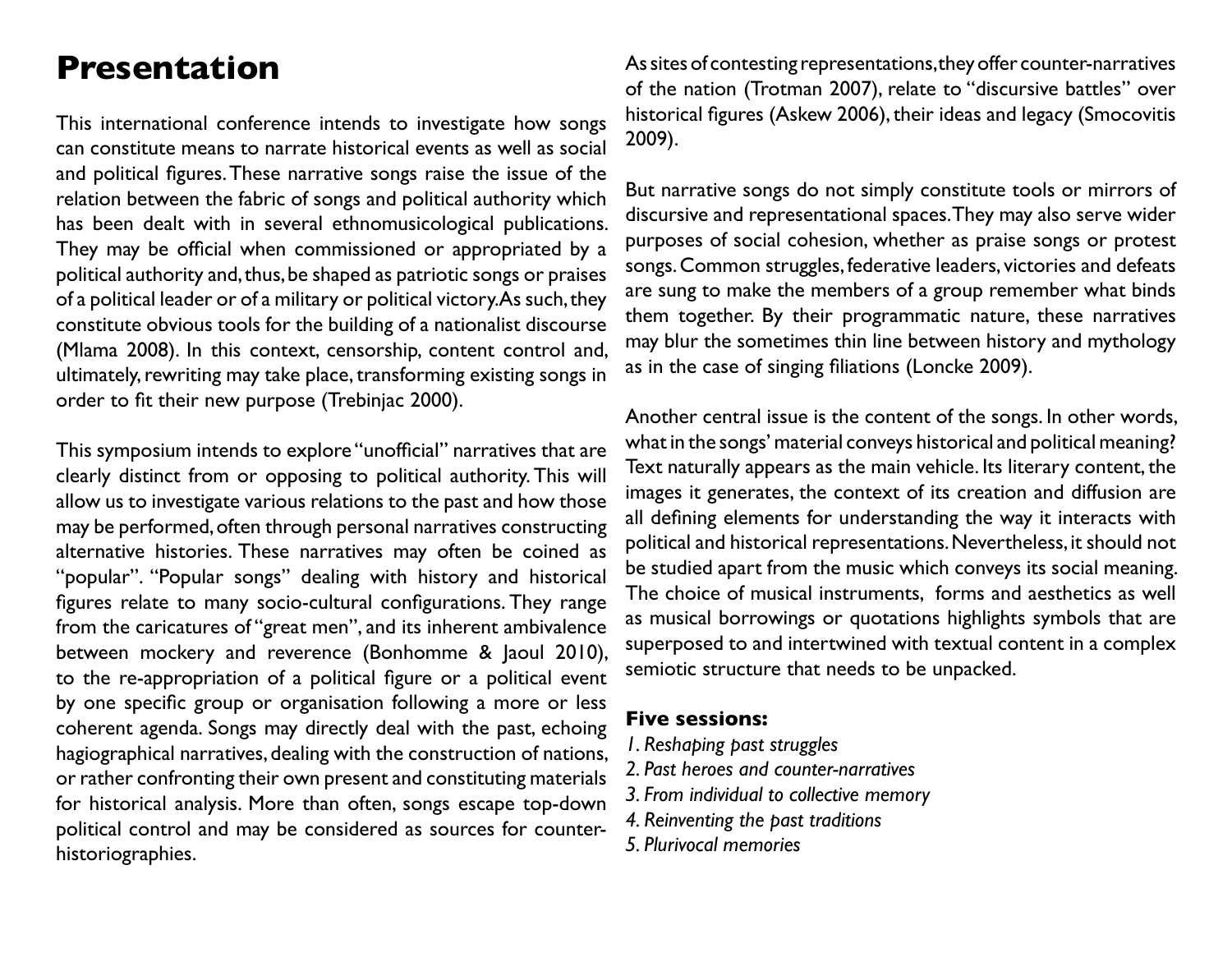# Presentation

This international conference intends to investigate how songs can constitute means to narrate historical events as well as social and political figures. These narrative songs raise the issue of the relation between the fabric of songs and political authority which has been dealt with in several ethnomusicological publications. They may be official when commissioned or appropriated by a political authority and, thus, be shaped as patriotic songs or praises of a political leader or of a military or political victory. As such, they constitute obvious tools for the building of a nationalist discourse (Mlama 2008). In this context, censorship, content control and, ultimately, rewriting may take place, transforming existing songs in order to fit their new purpose (Trebinjac 2000).

This symposium intends to explore "unofficial" narratives that are clearly distinct from or opposing to political authority. This will allow us to investigate various relations to the past and how those may be performed, often through personal narratives constructing alternative histories. These narratives may often be coined as "popular". "Popular songs" dealing with history and historical figures relate to many socio-cultural configurations. They range from the caricatures of "great men", and its inherent ambivalence between mockery and reverence (Bonhomme & Jaoul 2010), to the re-appropriation of a political figure or a political event by one specific group or organisation following a more or less coherent agenda. Songs may directly deal with the past, echoing hagiographical narratives, dealing with the construction of nations, or rather confronting their own present and constituting materials for historical analysis. More than often, songs escape top-down political control and may be considered as sources for counter-historiographies.

As sites of contesting representations, they offer counter-narratives of the nation (Trotman 2007), relate to "discursive battles" over historical figures (Askew 2006), their ideas and legacy (Smocovitis 2009).

But narrative songs do not simply constitute tools or mirrors of discursive and representational spaces. They may also serve wider purposes of social cohesion, whether as praise songs or protest songs. Common struggles, federative leaders, victories and defeats are sung to make the members of a group remember what binds them together. By their programmatic nature, these narratives may blur the sometimes thin line between history and mythology as in the case of singing filiations (Loncke 2009).

Another central issue is the content of the songs. In other words, what in the songs' material conveys historical and political meaning? Text naturally appears as the main vehicle. Its literary content, the images it generates, the context of its creation and diffusion are all defining elements for understanding the way it interacts with political and historical representations. Nevertheless, it should not be studied apart from the music which conveys its social meaning. The choice of musical instruments, forms and aesthetics as well as musical borrowings or quotations highlights symbols that are superposed to and intertwined with textual content in a complex semiotic structure that needs to be unpacked.

**Five sessions:**

*1. Reshaping past struggles*
*2. Past heroes and counter-narratives*
*3. From individual to collective memory*
*4. Reinventing the past traditions*
*5. Plurivocal memories*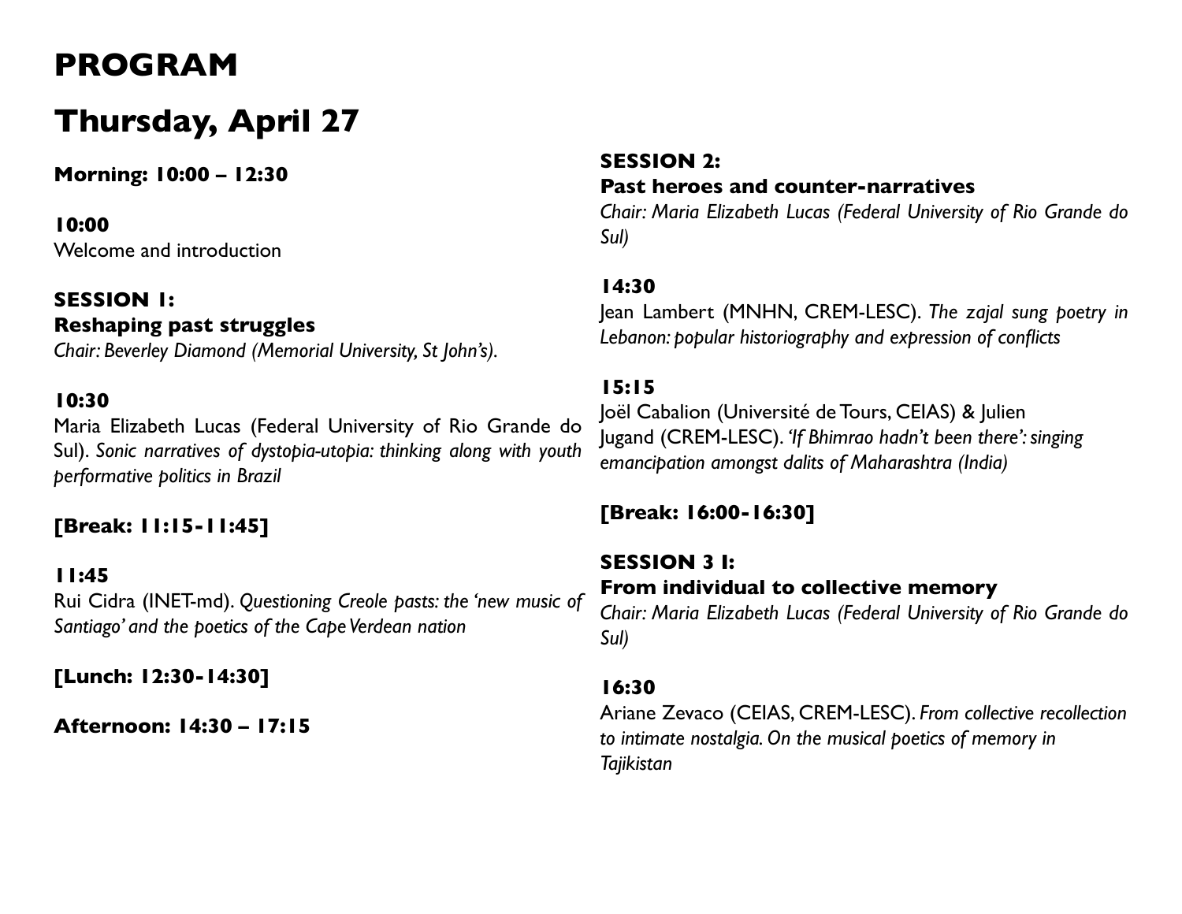# PROGRAM

## Thursday, April 27

**Morning: 10:00 – 12:30**

**10:00**
Welcome and introduction

**SESSION 1:**
**Reshaping past struggles**
*Chair: Beverley Diamond (Memorial University, St John's).*

**10:30**
Maria Elizabeth Lucas (Federal University of Rio Grande do Sul). *Sonic narratives of dystopia-utopia: thinking along with youth performative politics in Brazil*

**[Break: 11:15-11:45]**

**11:45**
Rui Cidra (INET-md). *Questioning Creole pasts: the 'new music of Santiago' and the poetics of the Cape Verdean nation*

**[Lunch: 12:30-14:30]**

**Afternoon: 14:30 – 17:15**

**SESSION 2:**
**Past heroes and counter-narratives**
*Chair: Maria Elizabeth Lucas (Federal University of Rio Grande do Sul)*

**14:30**
Jean Lambert (MNHN, CREM-LESC). *The zajal sung poetry in Lebanon: popular historiography and expression of conflicts*

**15:15**
Joël Cabalion (Université de Tours, CEIAS) & Julien Jugand (CREM-LESC). *'If Bhimrao hadn't been there': singing emancipation amongst dalits of Maharashtra (India)*

**[Break: 16:00-16:30]**

**SESSION 3 I:**
**From individual to collective memory**
*Chair: Maria Elizabeth Lucas (Federal University of Rio Grande do Sul)*

**16:30**
Ariane Zevaco (CEIAS, CREM-LESC). *From collective recollection to intimate nostalgia. On the musical poetics of memory in Tajikistan*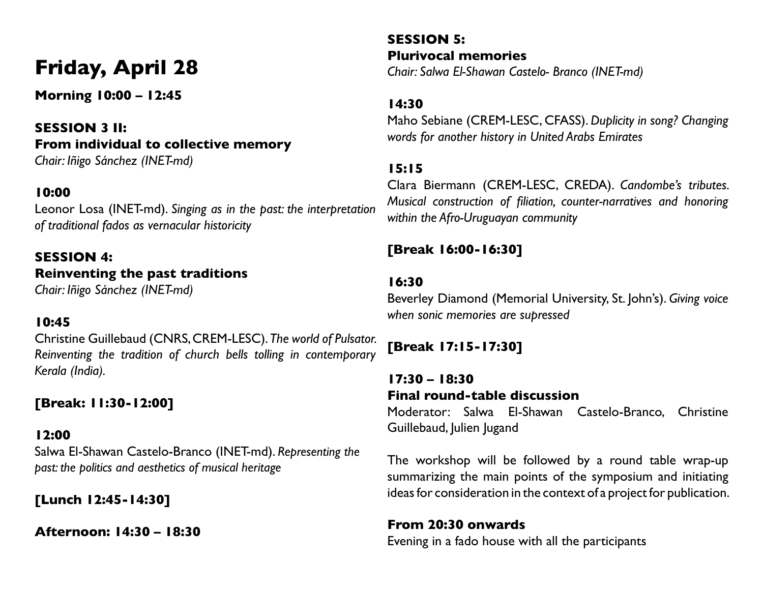# Friday, April 28

**Morning 10:00 – 12:45**

**SESSION 3 II:**
**From individual to collective memory**
*Chair: Iñigo Sánchez (INET-md)*

**10:00**
Leonor Losa (INET-md). *Singing as in the past: the interpretation of traditional fados as vernacular historicity*

**SESSION 4:**
**Reinventing the past traditions**
*Chair: Iñigo Sánchez (INET-md)*

**10:45**
Christine Guillebaud (CNRS, CREM-LESC). *The world of Pulsator. Reinventing the tradition of church bells tolling in contemporary Kerala (India).*

**[Break: 11:30-12:00]**

**12:00**
Salwa El-Shawan Castelo-Branco (INET-md). *Representing the past: the politics and aesthetics of musical heritage*

**[Lunch 12:45-14:30]**

**Afternoon: 14:30 – 18:30**

**SESSION 5:**
**Plurivocal memories**
*Chair: Salwa El-Shawan Castelo- Branco (INET-md)*

**14:30**
Maho Sebiane (CREM-LESC, CFASS). *Duplicity in song? Changing words for another history in United Arabs Emirates*

**15:15**
Clara Biermann (CREM-LESC, CREDA). *Candombe's tributes. Musical construction of filiation, counter-narratives and honoring within the Afro-Uruguayan community*

**[Break 16:00-16:30]**

**16:30**
Beverley Diamond (Memorial University, St. John's). *Giving voice when sonic memories are supressed*

**[Break 17:15-17:30]**

**17:30 – 18:30**
**Final round-table discussion**
Moderator: Salwa El-Shawan Castelo-Branco, Christine Guillebaud, Julien Jugand

The workshop will be followed by a round table wrap-up summarizing the main points of the symposium and initiating ideas for consideration in the context of a project for publication.

**From 20:30 onwards**
Evening in a fado house with all the participants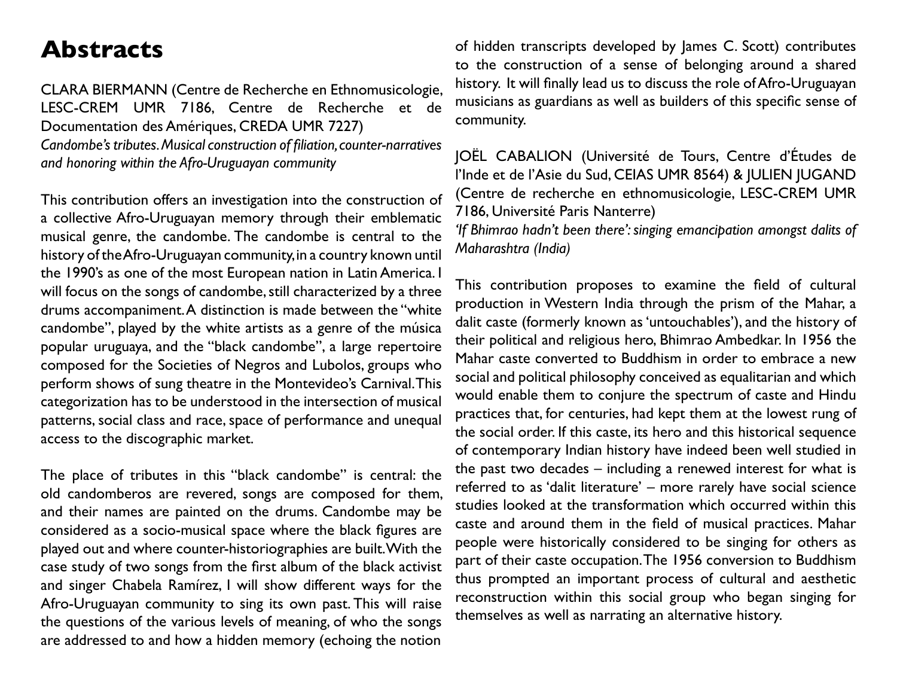# Abstracts

CLARA BIERMANN (Centre de Recherche en Ethnomusicologie, LESC-CREM UMR 7186, Centre de Recherche et de Documentation des Amériques, CREDA UMR 7227)
*Candombe's tributes. Musical construction of filiation, counter-narratives and honoring within the Afro-Uruguayan community*

This contribution offers an investigation into the construction of a collective Afro-Uruguayan memory through their emblematic musical genre, the candombe. The candombe is central to the history of the Afro-Uruguayan community, in a country known until the 1990's as one of the most European nation in Latin America. I will focus on the songs of candombe, still characterized by a three drums accompaniment. A distinction is made between the "white candombe", played by the white artists as a genre of the música popular uruguaya, and the "black candombe", a large repertoire composed for the Societies of Negros and Lubolos, groups who perform shows of sung theatre in the Montevideo's Carnival. This categorization has to be understood in the intersection of musical patterns, social class and race, space of performance and unequal access to the discographic market.

The place of tributes in this "black candombe" is central: the old candomberos are revered, songs are composed for them, and their names are painted on the drums. Candombe may be considered as a socio-musical space where the black figures are played out and where counter-historiographies are built. With the case study of two songs from the first album of the black activist and singer Chabela Ramírez, I will show different ways for the Afro-Uruguayan community to sing its own past. This will raise the questions of the various levels of meaning, of who the songs are addressed to and how a hidden memory (echoing the notion of hidden transcripts developed by James C. Scott) contributes to the construction of a sense of belonging around a shared history. It will finally lead us to discuss the role of Afro-Uruguayan musicians as guardians as well as builders of this specific sense of community.

JOËL CABALION (Université de Tours, Centre d'Études de l'Inde et de l'Asie du Sud, CEIAS UMR 8564) & JULIEN JUGAND (Centre de recherche en ethnomusicologie, LESC-CREM UMR 7186, Université Paris Nanterre)
*'If Bhimrao hadn't been there': singing emancipation amongst dalits of Maharashtra (India)*

This contribution proposes to examine the field of cultural production in Western India through the prism of the Mahar, a dalit caste (formerly known as 'untouchables'), and the history of their political and religious hero, Bhimrao Ambedkar. In 1956 the Mahar caste converted to Buddhism in order to embrace a new social and political philosophy conceived as equalitarian and which would enable them to conjure the spectrum of caste and Hindu practices that, for centuries, had kept them at the lowest rung of the social order. If this caste, its hero and this historical sequence of contemporary Indian history have indeed been well studied in the past two decades – including a renewed interest for what is referred to as 'dalit literature' – more rarely have social science studies looked at the transformation which occurred within this caste and around them in the field of musical practices. Mahar people were historically considered to be singing for others as part of their caste occupation. The 1956 conversion to Buddhism thus prompted an important process of cultural and aesthetic reconstruction within this social group who began singing for themselves as well as narrating an alternative history.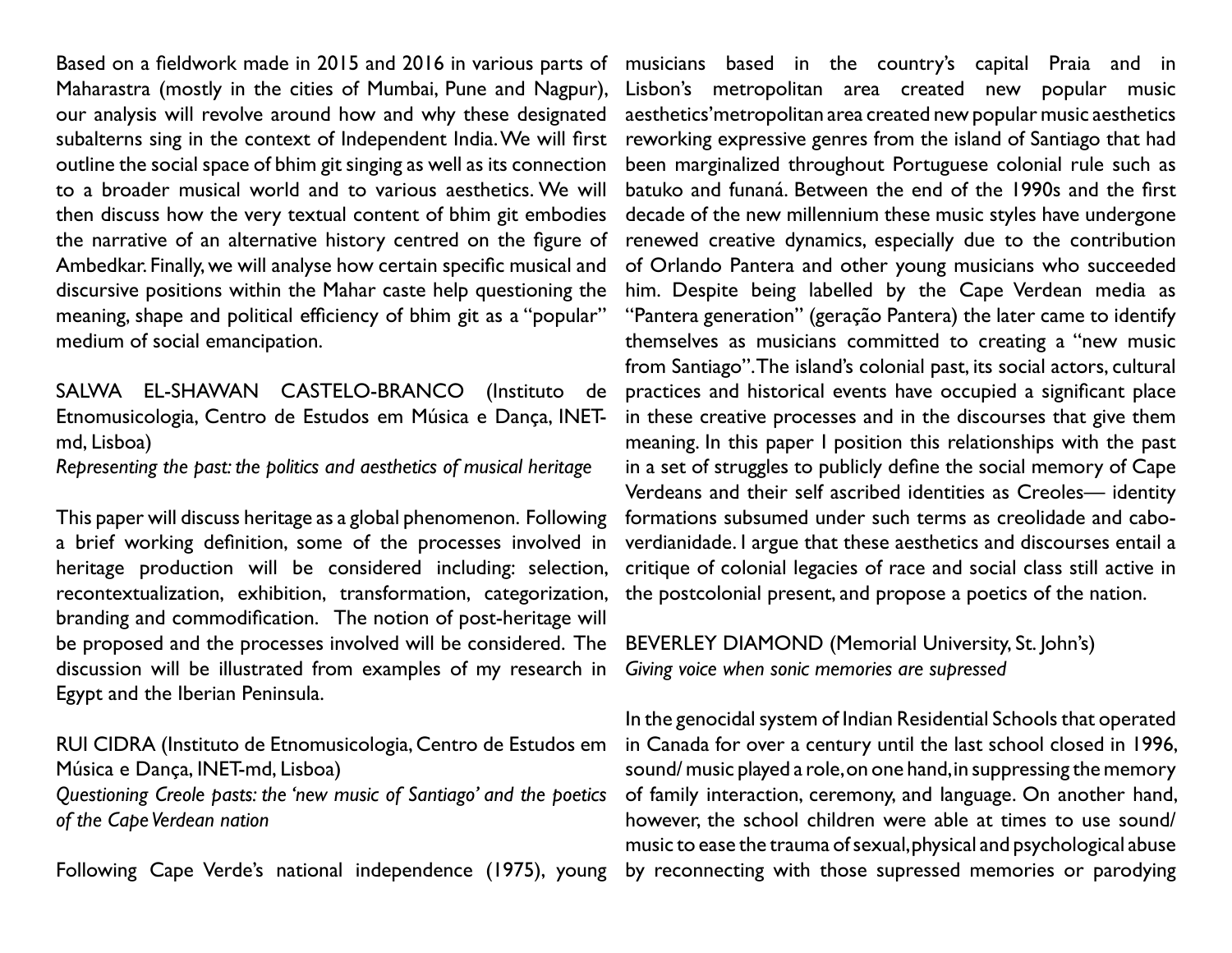Based on a fieldwork made in 2015 and 2016 in various parts of Maharastra (mostly in the cities of Mumbai, Pune and Nagpur), our analysis will revolve around how and why these designated subalterns sing in the context of Independent India. We will first outline the social space of bhim git singing as well as its connection to a broader musical world and to various aesthetics. We will then discuss how the very textual content of bhim git embodies the narrative of an alternative history centred on the figure of Ambedkar. Finally, we will analyse how certain specific musical and discursive positions within the Mahar caste help questioning the meaning, shape and political efficiency of bhim git as a "popular" medium of social emancipation.

SALWA EL-SHAWAN CASTELO-BRANCO (Instituto de Etnomusicologia, Centro de Estudos em Música e Dança, INET-md, Lisboa)
*Representing the past: the politics and aesthetics of musical heritage*

This paper will discuss heritage as a global phenomenon. Following a brief working definition, some of the processes involved in heritage production will be considered including: selection, recontextualization, exhibition, transformation, categorization, branding and commodification. The notion of post-heritage will be proposed and the processes involved will be considered. The discussion will be illustrated from examples of my research in Egypt and the Iberian Peninsula.

RUI CIDRA (Instituto de Etnomusicologia, Centro de Estudos em Música e Dança, INET-md, Lisboa)
*Questioning Creole pasts: the 'new music of Santiago' and the poetics of the Cape Verdean nation*

Following Cape Verde's national independence (1975), young musicians based in the country's capital Praia and in Lisbon's metropolitan area created new popular music aesthetics'metropolitan area created new popular music aesthetics reworking expressive genres from the island of Santiago that had been marginalized throughout Portuguese colonial rule such as batuko and funaná. Between the end of the 1990s and the first decade of the new millennium these music styles have undergone renewed creative dynamics, especially due to the contribution of Orlando Pantera and other young musicians who succeeded him. Despite being labelled by the Cape Verdean media as "Pantera generation" (geração Pantera) the later came to identify themselves as musicians committed to creating a "new music from Santiago". The island's colonial past, its social actors, cultural practices and historical events have occupied a significant place in these creative processes and in the discourses that give them meaning. In this paper I position this relationships with the past in a set of struggles to publicly define the social memory of Cape Verdeans and their self ascribed identities as Creoles— identity formations subsumed under such terms as creolidade and cabo-verdianidade. I argue that these aesthetics and discourses entail a critique of colonial legacies of race and social class still active in the postcolonial present, and propose a poetics of the nation.

BEVERLEY DIAMOND (Memorial University, St. John's)
*Giving voice when sonic memories are supressed*

In the genocidal system of Indian Residential Schools that operated in Canada for over a century until the last school closed in 1996, sound/ music played a role, on one hand, in suppressing the memory of family interaction, ceremony, and language. On another hand, however, the school children were able at times to use sound/ music to ease the trauma of sexual, physical and psychological abuse by reconnecting with those supressed memories or parodying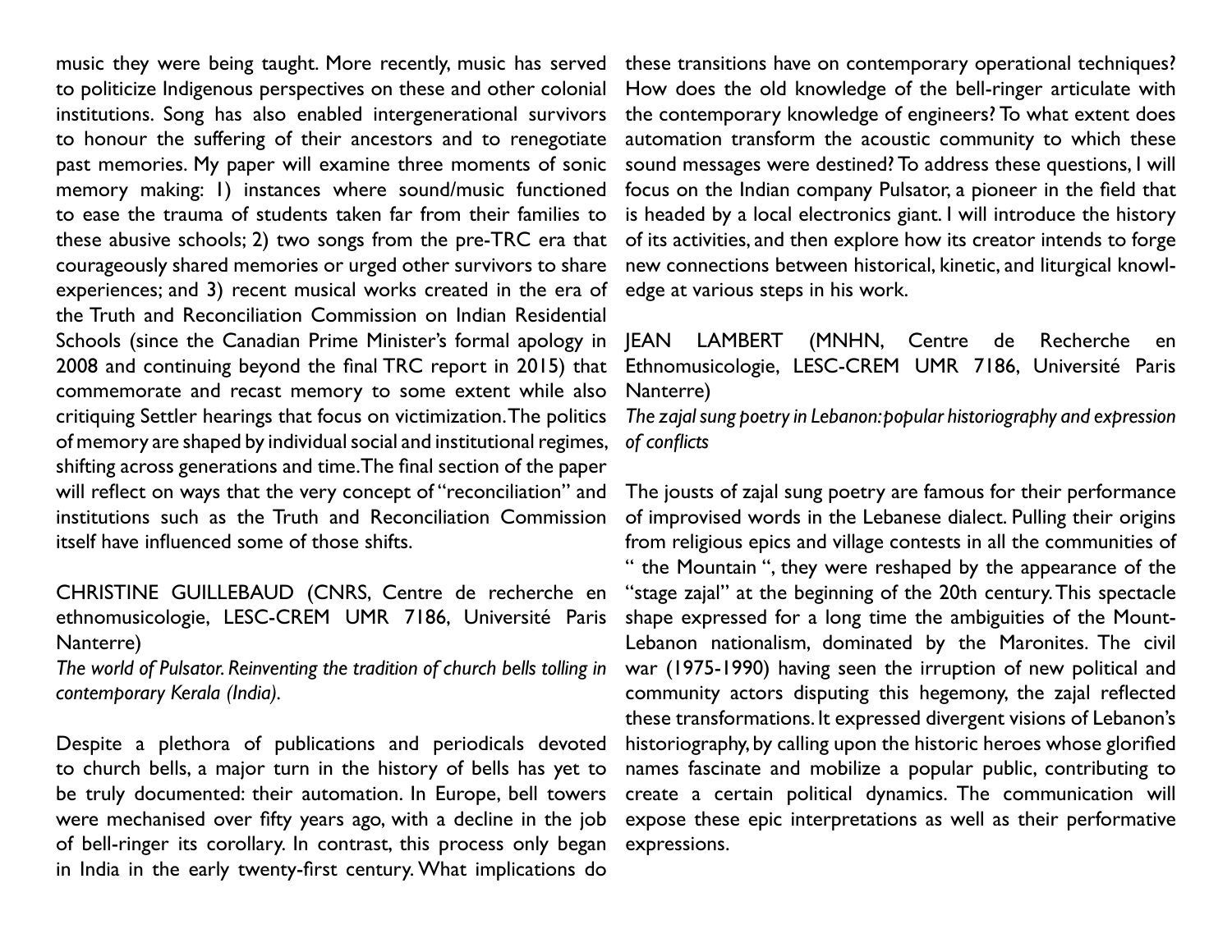music they were being taught. More recently, music has served to politicize Indigenous perspectives on these and other colonial institutions. Song has also enabled intergenerational survivors to honour the suffering of their ancestors and to renegotiate past memories. My paper will examine three moments of sonic memory making: 1) instances where sound/music functioned to ease the trauma of students taken far from their families to these abusive schools; 2) two songs from the pre-TRC era that courageously shared memories or urged other survivors to share experiences; and 3) recent musical works created in the era of the Truth and Reconciliation Commission on Indian Residential Schools (since the Canadian Prime Minister's formal apology in 2008 and continuing beyond the final TRC report in 2015) that commemorate and recast memory to some extent while also critiquing Settler hearings that focus on victimization. The politics of memory are shaped by individual social and institutional regimes, shifting across generations and time. The final section of the paper will reflect on ways that the very concept of "reconciliation" and institutions such as the Truth and Reconciliation Commission itself have influenced some of those shifts.

CHRISTINE GUILLEBAUD (CNRS, Centre de recherche en ethnomusicologie, LESC-CREM UMR 7186, Université Paris Nanterre)

*The world of Pulsator. Reinventing the tradition of church bells tolling in contemporary Kerala (India).*

Despite a plethora of publications and periodicals devoted to church bells, a major turn in the history of bells has yet to be truly documented: their automation. In Europe, bell towers were mechanised over fifty years ago, with a decline in the job of bell-ringer its corollary. In contrast, this process only began in India in the early twenty-first century. What implications do these transitions have on contemporary operational techniques? How does the old knowledge of the bell-ringer articulate with the contemporary knowledge of engineers? To what extent does automation transform the acoustic community to which these sound messages were destined? To address these questions, I will focus on the Indian company Pulsator, a pioneer in the field that is headed by a local electronics giant. I will introduce the history of its activities, and then explore how its creator intends to forge new connections between historical, kinetic, and liturgical knowledge at various steps in his work.

JEAN LAMBERT (MNHN, Centre de Recherche en Ethnomusicologie, LESC-CREM UMR 7186, Université Paris Nanterre)

*The zajal sung poetry in Lebanon: popular historiography and expression of conflicts*

The jousts of zajal sung poetry are famous for their performance of improvised words in the Lebanese dialect. Pulling their origins from religious epics and village contests in all the communities of " the Mountain ", they were reshaped by the appearance of the "stage zajal" at the beginning of the 20th century. This spectacle shape expressed for a long time the ambiguities of the Mount-Lebanon nationalism, dominated by the Maronites. The civil war (1975-1990) having seen the irruption of new political and community actors disputing this hegemony, the zajal reflected these transformations. It expressed divergent visions of Lebanon's historiography, by calling upon the historic heroes whose glorified names fascinate and mobilize a popular public, contributing to create a certain political dynamics. The communication will expose these epic interpretations as well as their performative expressions.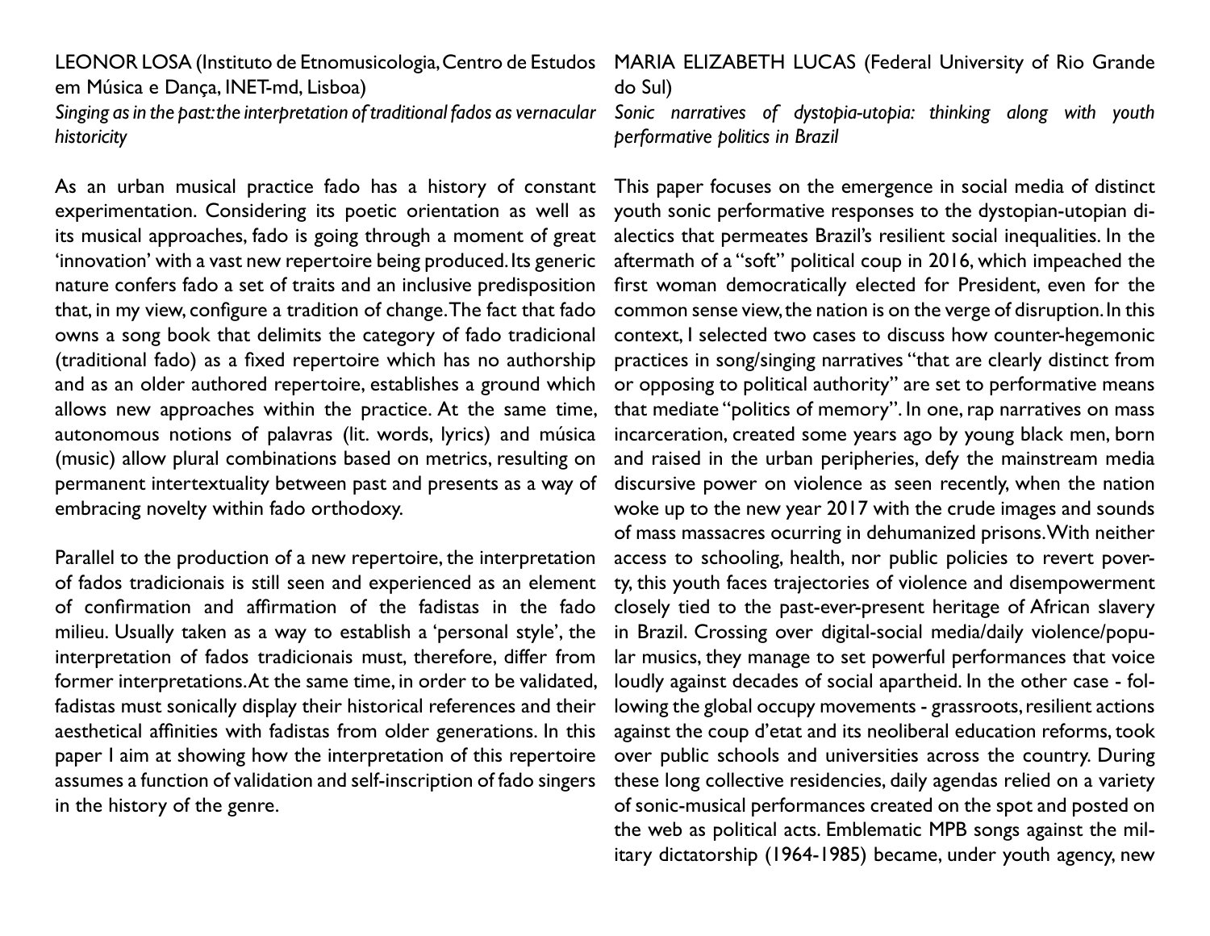LEONOR LOSA (Instituto de Etnomusicologia, Centro de Estudos em Música e Dança, INET-md, Lisboa)

*Singing as in the past: the interpretation of traditional fados as vernacular historicity*

As an urban musical practice fado has a history of constant experimentation. Considering its poetic orientation as well as its musical approaches, fado is going through a moment of great 'innovation' with a vast new repertoire being produced. Its generic nature confers fado a set of traits and an inclusive predisposition that, in my view, configure a tradition of change. The fact that fado owns a song book that delimits the category of fado tradicional (traditional fado) as a fixed repertoire which has no authorship and as an older authored repertoire, establishes a ground which allows new approaches within the practice. At the same time, autonomous notions of palavras (lit. words, lyrics) and música (music) allow plural combinations based on metrics, resulting on permanent intertextuality between past and presents as a way of embracing novelty within fado orthodoxy.

Parallel to the production of a new repertoire, the interpretation of fados tradicionais is still seen and experienced as an element of confirmation and affirmation of the fadistas in the fado milieu. Usually taken as a way to establish a 'personal style', the interpretation of fados tradicionais must, therefore, differ from former interpretations. At the same time, in order to be validated, fadistas must sonically display their historical references and their aesthetical affinities with fadistas from older generations. In this paper I aim at showing how the interpretation of this repertoire assumes a function of validation and self-inscription of fado singers in the history of the genre.

MARIA ELIZABETH LUCAS (Federal University of Rio Grande do Sul)

*Sonic narratives of dystopia-utopia: thinking along with youth performative politics in Brazil*

This paper focuses on the emergence in social media of distinct youth sonic performative responses to the dystopian-utopian dialectics that permeates Brazil's resilient social inequalities. In the aftermath of a "soft" political coup in 2016, which impeached the first woman democratically elected for President, even for the common sense view, the nation is on the verge of disruption. In this context, I selected two cases to discuss how counter-hegemonic practices in song/singing narratives "that are clearly distinct from or opposing to political authority" are set to performative means that mediate "politics of memory". In one, rap narratives on mass incarceration, created some years ago by young black men, born and raised in the urban peripheries, defy the mainstream media discursive power on violence as seen recently, when the nation woke up to the new year 2017 with the crude images and sounds of mass massacres ocurring in dehumanized prisons. With neither access to schooling, health, nor public policies to revert poverty, this youth faces trajectories of violence and disempowerment closely tied to the past-ever-present heritage of African slavery in Brazil. Crossing over digital-social media/daily violence/popular musics, they manage to set powerful performances that voice loudly against decades of social apartheid. In the other case - following the global occupy movements - grassroots, resilient actions against the coup d'etat and its neoliberal education reforms, took over public schools and universities across the country. During these long collective residencies, daily agendas relied on a variety of sonic-musical performances created on the spot and posted on the web as political acts. Emblematic MPB songs against the military dictatorship (1964-1985) became, under youth agency, new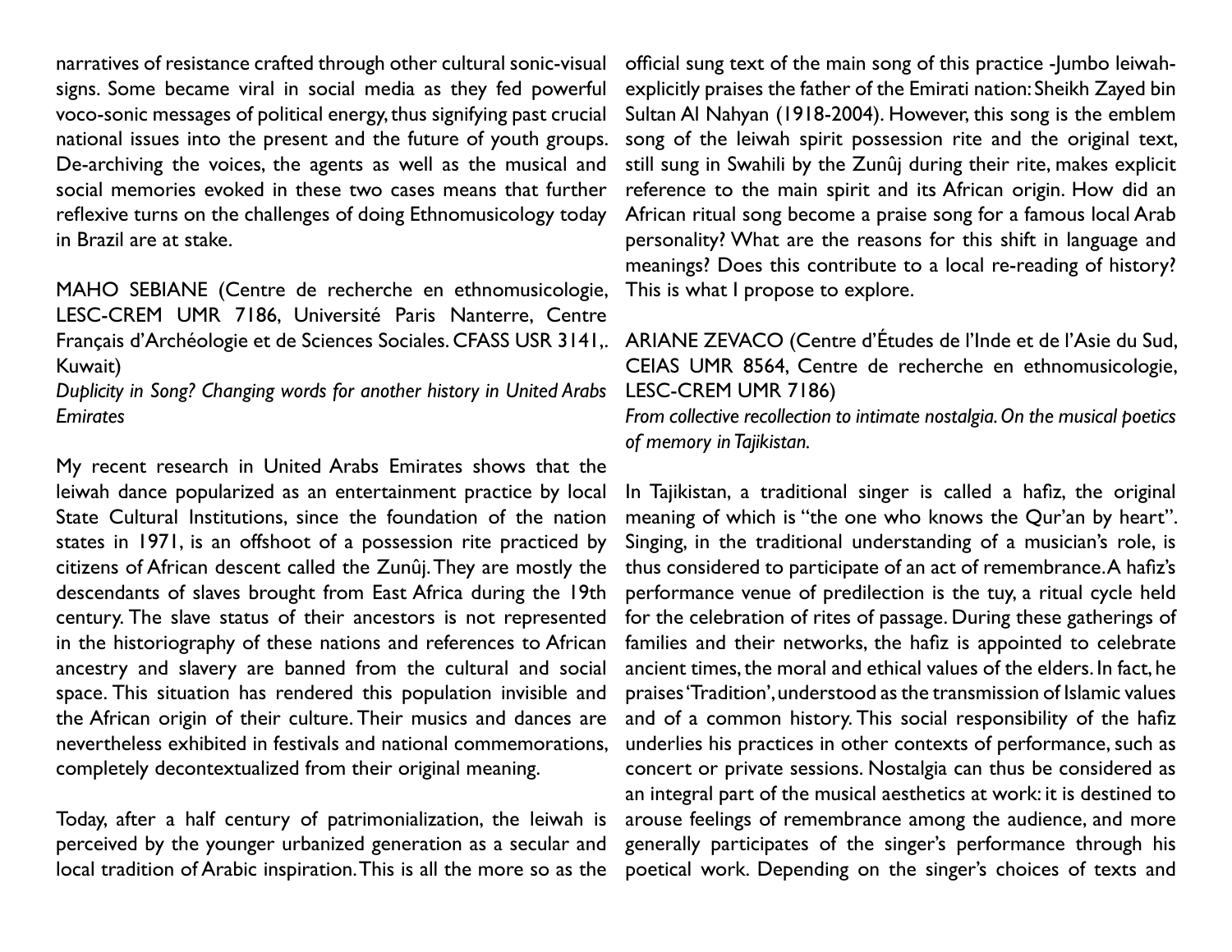narratives of resistance crafted through other cultural sonic-visual signs. Some became viral in social media as they fed powerful voco-sonic messages of political energy, thus signifying past crucial national issues into the present and the future of youth groups. De-archiving the voices, the agents as well as the musical and social memories evoked in these two cases means that further reflexive turns on the challenges of doing Ethnomusicology today in Brazil are at stake.

MAHO SEBIANE (Centre de recherche en ethnomusicologie, LESC-CREM UMR 7186, Université Paris Nanterre, Centre Français d'Archéologie et de Sciences Sociales. CFASS USR 3141,. Kuwait)
*Duplicity in Song? Changing words for another history in United Arabs Emirates*

My recent research in United Arabs Emirates shows that the leiwah dance popularized as an entertainment practice by local State Cultural Institutions, since the foundation of the nation states in 1971, is an offshoot of a possession rite practiced by citizens of African descent called the Zunûj. They are mostly the descendants of slaves brought from East Africa during the 19th century. The slave status of their ancestors is not represented in the historiography of these nations and references to African ancestry and slavery are banned from the cultural and social space. This situation has rendered this population invisible and the African origin of their culture. Their musics and dances are nevertheless exhibited in festivals and national commemorations, completely decontextualized from their original meaning.

Today, after a half century of patrimonialization, the leiwah is perceived by the younger urbanized generation as a secular and local tradition of Arabic inspiration. This is all the more so as the official sung text of the main song of this practice -Jumbo leiwah- explicitly praises the father of the Emirati nation: Sheikh Zayed bin Sultan Al Nahyan (1918-2004). However, this song is the emblem song of the leiwah spirit possession rite and the original text, still sung in Swahili by the Zunûj during their rite, makes explicit reference to the main spirit and its African origin. How did an African ritual song become a praise song for a famous local Arab personality? What are the reasons for this shift in language and meanings? Does this contribute to a local re-reading of history? This is what I propose to explore.

ARIANE ZEVACO (Centre d'Études de l'Inde et de l'Asie du Sud, CEIAS UMR 8564, Centre de recherche en ethnomusicologie, LESC-CREM UMR 7186)
*From collective recollection to intimate nostalgia. On the musical poetics of memory in Tajikistan.*

In Tajikistan, a traditional singer is called a hafiz, the original meaning of which is "the one who knows the Qur'an by heart". Singing, in the traditional understanding of a musician's role, is thus considered to participate of an act of remembrance. A hafiz's performance venue of predilection is the tuy, a ritual cycle held for the celebration of rites of passage. During these gatherings of families and their networks, the hafiz is appointed to celebrate ancient times, the moral and ethical values of the elders. In fact, he praises 'Tradition', understood as the transmission of Islamic values and of a common history. This social responsibility of the hafiz underlies his practices in other contexts of performance, such as concert or private sessions. Nostalgia can thus be considered as an integral part of the musical aesthetics at work: it is destined to arouse feelings of remembrance among the audience, and more generally participates of the singer's performance through his poetical work. Depending on the singer's choices of texts and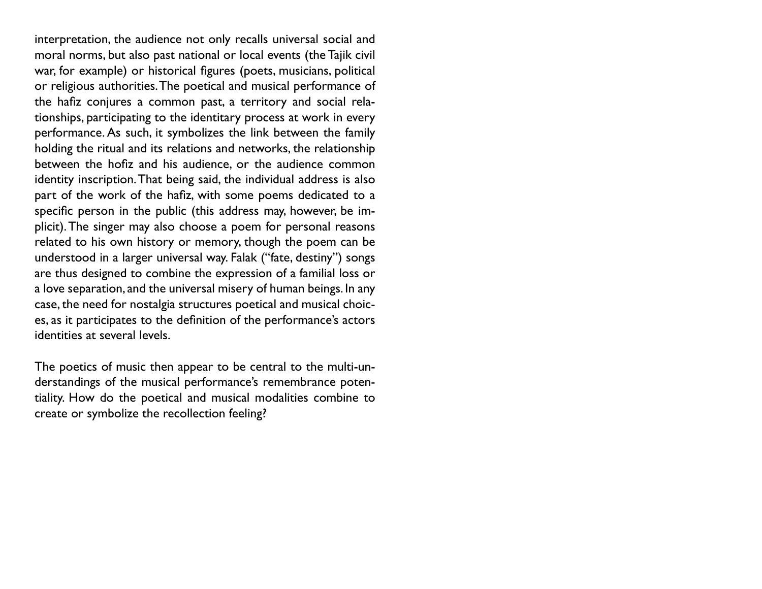interpretation, the audience not only recalls universal social and moral norms, but also past national or local events (the Tajik civil war, for example) or historical figures (poets, musicians, political or religious authorities. The poetical and musical performance of the hafiz conjures a common past, a territory and social relationships, participating to the identitary process at work in every performance. As such, it symbolizes the link between the family holding the ritual and its relations and networks, the relationship between the hofiz and his audience, or the audience common identity inscription. That being said, the individual address is also part of the work of the hafiz, with some poems dedicated to a specific person in the public (this address may, however, be implicit). The singer may also choose a poem for personal reasons related to his own history or memory, though the poem can be understood in a larger universal way. Falak ("fate, destiny") songs are thus designed to combine the expression of a familial loss or a love separation, and the universal misery of human beings. In any case, the need for nostalgia structures poetical and musical choices, as it participates to the definition of the performance's actors identities at several levels.

The poetics of music then appear to be central to the multi-understandings of the musical performance's remembrance potentiality. How do the poetical and musical modalities combine to create or symbolize the recollection feeling?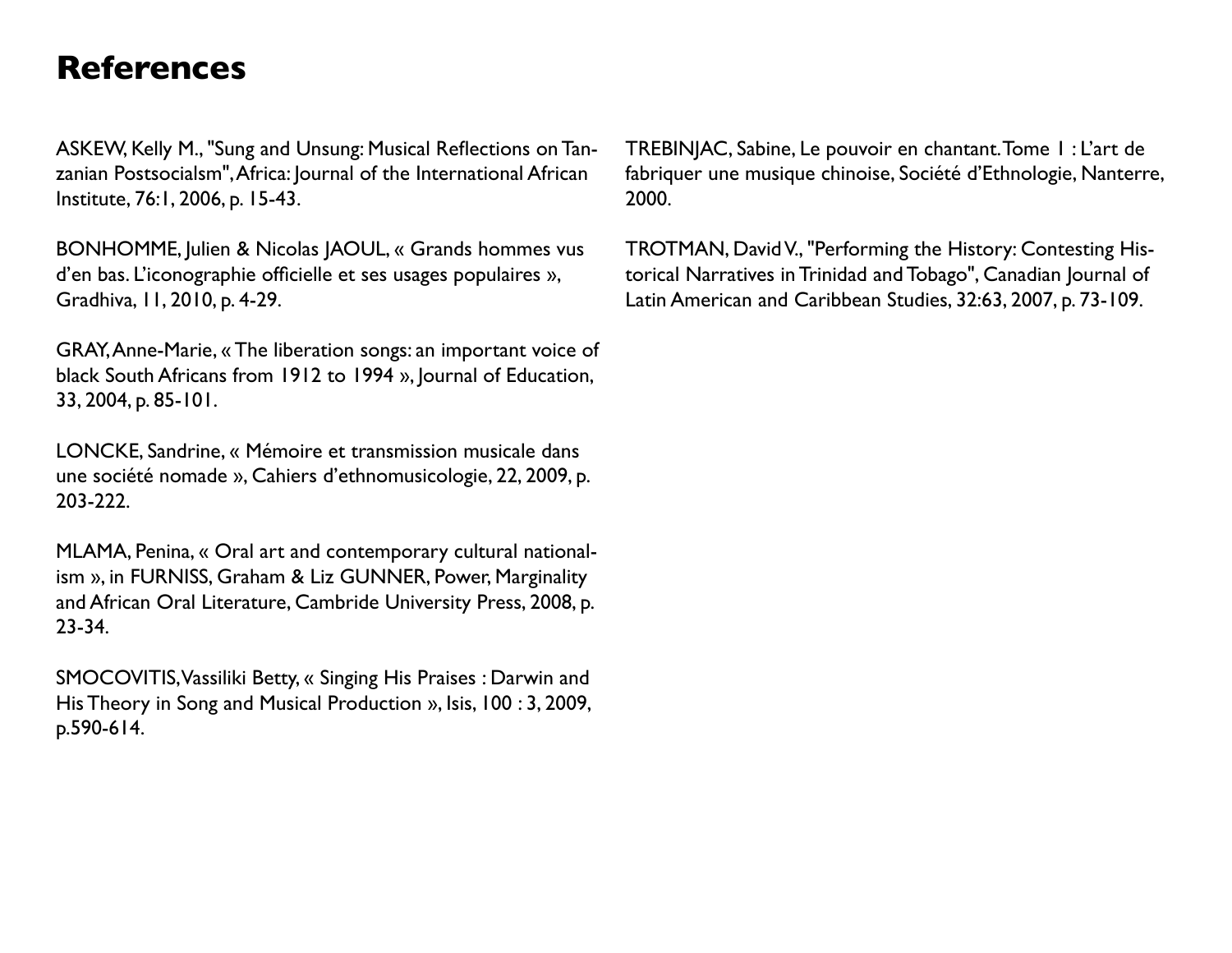# References

ASKEW, Kelly M., "Sung and Unsung: Musical Reflections on Tanzanian Postsocialsm", Africa: Journal of the International African Institute, 76:1, 2006, p. 15-43.

BONHOMME, Julien & Nicolas JAOUL, « Grands hommes vus d'en bas. L'iconographie officielle et ses usages populaires », Gradhiva, 11, 2010, p. 4-29.

GRAY, Anne-Marie, « The liberation songs: an important voice of black South Africans from 1912 to 1994 », Journal of Education, 33, 2004, p. 85-101.

LONCKE, Sandrine, « Mémoire et transmission musicale dans une société nomade », Cahiers d'ethnomusicologie, 22, 2009, p. 203-222.

MLAMA, Penina, « Oral art and contemporary cultural nationalism », in FURNISS, Graham & Liz GUNNER, Power, Marginality and African Oral Literature, Cambride University Press, 2008, p. 23-34.

SMOCOVITIS, Vassiliki Betty, « Singing His Praises : Darwin and His Theory in Song and Musical Production », Isis, 100 : 3, 2009, p.590-614.

TREBINJAC, Sabine, Le pouvoir en chantant. Tome 1 : L'art de fabriquer une musique chinoise, Société d'Ethnologie, Nanterre, 2000.

TROTMAN, David V., "Performing the History: Contesting Historical Narratives in Trinidad and Tobago", Canadian Journal of Latin American and Caribbean Studies, 32:63, 2007, p. 73-109.